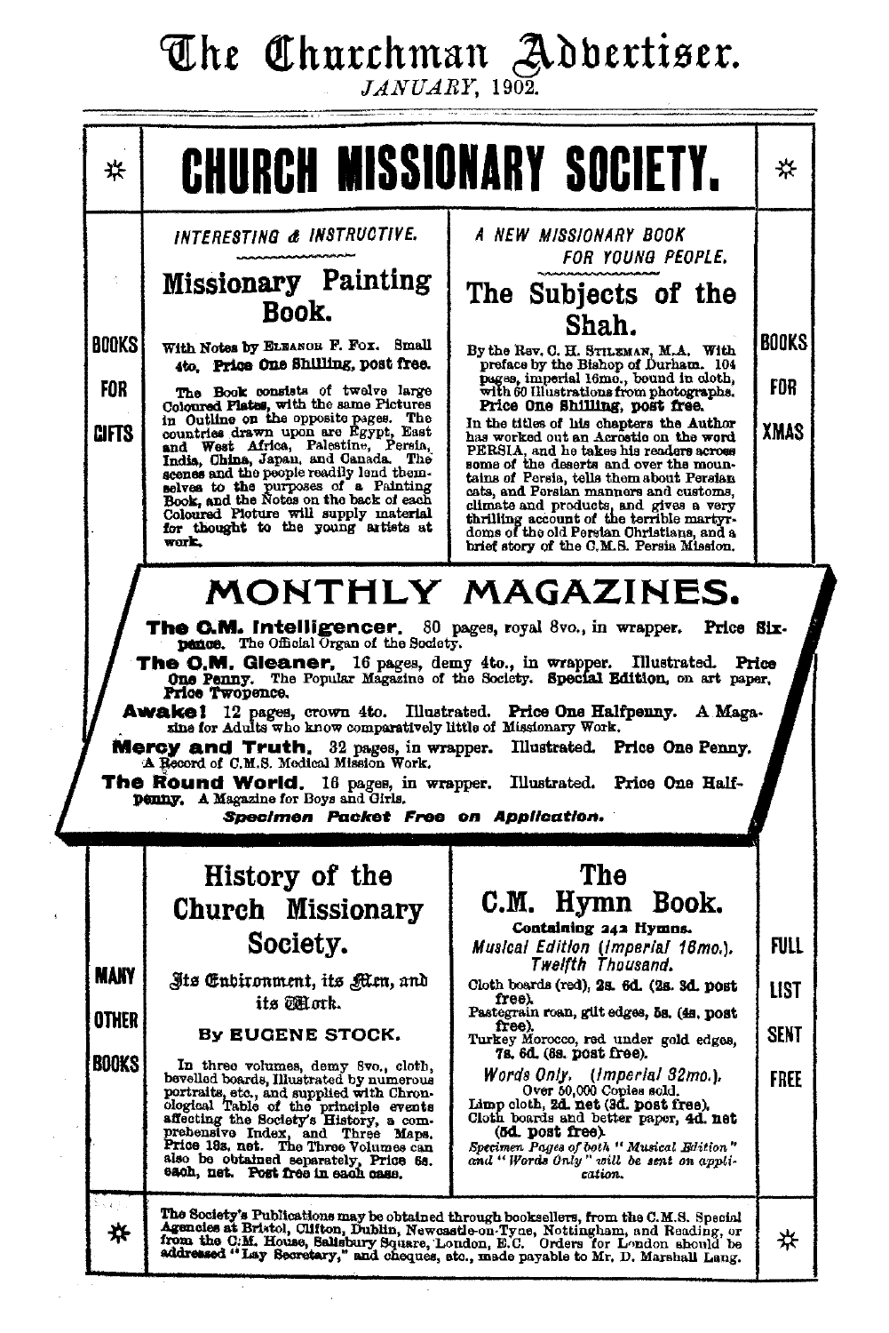# The Churchman Advertiser.

*JANUARY, 1902.*

# CHURCH MISSIONARY SOCIETY.

BOOKS FOR GIFTS

*INTERESTING & INSTRUCTIVE.*

## Missionary Painting Book.

With Notes by ELEANOR F. FOX. Small 4to, **Price One Shilling, post free.**

The Book consists of twelve large Coloured **Plates**, with the same Pictures in Outline on the opposite pages. The countries drawn upon are Egypt, East and West Africa, Palestine, Persia, India, China, Japan, and Canada. The scenes and the people readily lend themselves to the purposes of a Painting Book, and the Notes on the back of each Coloured Picture will supply material for thought to the young artists at work.

*A NEW MISSIONARY BOOK FOR YOUNG PEOPLE.*

## The Subjects of the Shah.

By the Rev. C. H. STILEMAN, M.A. With preface by the Bishop of Durham. 104 pages, imperial 16mo., bound in cloth, with 60 Illustrations from photographs. **Price One Shilling, post free.**

In the titles of his chapters the Author has worked out an Acrostic on the word PERSIA, and he takes his readers across some of the deserts and over the mountains of Persia, tells them about Persian cats, and Persian manners and customs, climate and products, and gives a very thrilling account of the terrible martyrdoms of the old Persian Christians, and a brief story of the C.M.S. Persia Mission.

BOOKS FOR XMAS

# MONTHLY MAGAZINES.

**The C.M. Intelligencer.** 80 pages, royal 8vo., in wrapper. **Price Sixpence.** The Official Organ of the Society.

**The C.M. Gleaner**, 16 pages, demy 4to., in wrapper. Illustrated. **Price One Penny.** The Popular Magazine of the Society. **Special Edition**, on art paper, **Price Twopence.**

**Awake!** 12 pages, crown 4to. Illustrated. **Price One Halfpenny.** A Magazine for Adults who know comparatively little of Missionary Work.

**Mercy and Truth.** 32 pages, in wrapper. Illustrated. **Price One Penny.** A Record of C.M.S. Medical Mission Work.

**The Round World.** 16 pages, in wrapper. Illustrated. **Price One Halfpenny.** A Magazine for Boys and Girls.

***Specimen Packet Free on Application.***

MANY OTHER BOOKS

## History of the Church Missionary Society.

Its Environment, its Men, and its Work.

**By EUGENE STOCK.**

In three volumes, demy 8vo., cloth, bevelled boards, illustrated by numerous portraits, etc., and supplied with Chronological Table of the principle events affecting the Society's History, a comprehensive Index, and Three Maps. **Price 18s. net.** The Three Volumes can also be obtained separately, **Price 6s. each, net. Post free in each case.**

## The C.M. Hymn Book.

**Containing 242 Hymns.**

*Musical Edition (Imperial 16mo.). Twelfth Thousand.*

Cloth boards (red), **2s. 6d.** (2s. 3d. post free).
Pastegrain roan, gilt edges, **5s.** (4s. post free).
Turkey Morocco, red under gold edges, **7s. 6d.** (6s. post free).

*Words Only. (Imperial 32mo.).*
Over 50,000 Copies sold.
Limp cloth, **2d. net** (3d. post free).
Cloth boards and better paper, **4d. net** (5d. post free).

*Specimen Pages of both "Musical Edition" and "Words Only" will be sent on application.*

FULL LIST SENT FREE

The Society's Publications may be obtained through booksellers, from the C.M.S. Special Agencies at Bristol, Clifton, Dublin, Newcastle-on-Tyne, Nottingham, and Reading, or from the C.M. House, Salisbury Square, London, E.C. Orders for London should be addressed "Lay Secretary," and cheques, etc., made payable to Mr. D. Marshall Lang.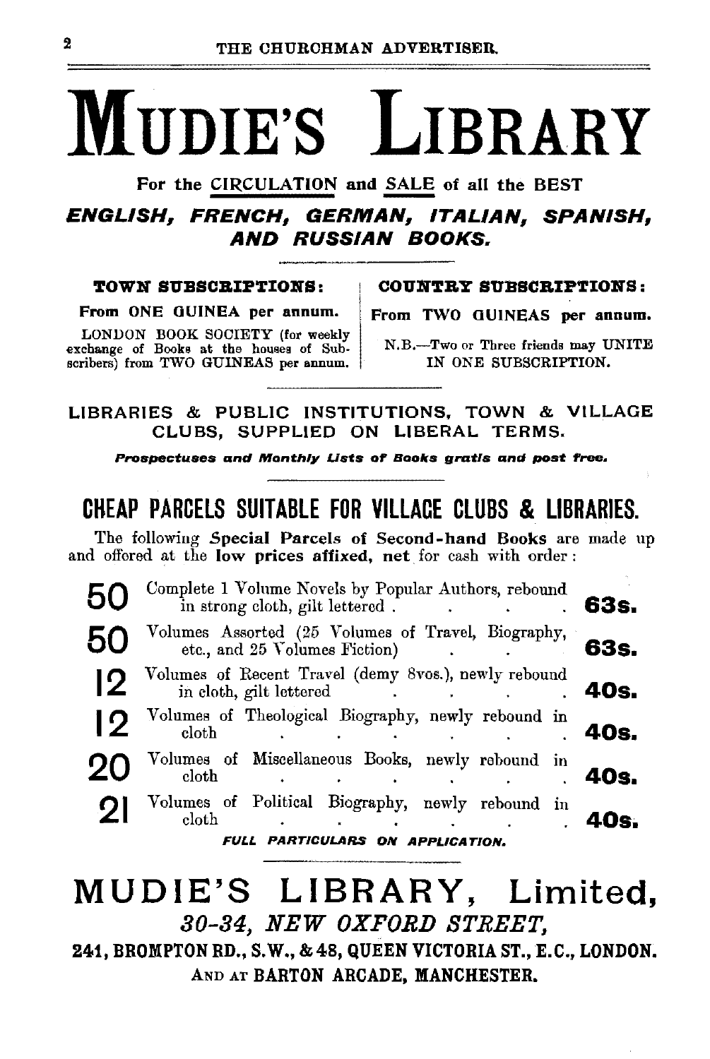# MUDIE'S LIBRARY

**For the CIRCULATION and SALE of all the BEST**

***ENGLISH, FRENCH, GERMAN, ITALIAN, SPANISH, AND RUSSIAN BOOKS.***

**TOWN SUBSCRIPTIONS:**

**From ONE GUINEA per annum.**

LONDON BOOK SOCIETY (for weekly exchange of Books at the houses of Subscribers) from TWO GUINEAS per annum.

**COUNTRY SUBSCRIPTIONS:**

**From TWO GUINEAS per annum.**

N.B.—Two or Three friends may UNITE IN ONE SUBSCRIPTION.

**LIBRARIES & PUBLIC INSTITUTIONS, TOWN & VILLAGE CLUBS, SUPPLIED ON LIBERAL TERMS.**

***Prospectuses and Monthly Lists of Books gratis and post free.***

## CHEAP PARCELS SUITABLE FOR VILLAGE CLUBS & LIBRARIES.

The following **Special Parcels of Second-hand Books** are made up and offered at the **low prices affixed, net** for cash with order:

| | | |
|---|---|---|
| **50** | Complete 1 Volume Novels by Popular Authors, rebound in strong cloth, gilt lettered | **63s.** |
| **50** | Volumes Assorted (25 Volumes of Travel, Biography, etc., and 25 Volumes Fiction) | **63s.** |
| **12** | Volumes of Recent Travel (demy 8vos.), newly rebound in cloth, gilt lettered | **40s.** |
| **12** | Volumes of Theological Biography, newly rebound in cloth | **40s.** |
| **20** | Volumes of Miscellaneous Books, newly rebound in cloth | **40s.** |
| **21** | Volumes of Political Biography, newly rebound in cloth | **40s.** |

***FULL PARTICULARS ON APPLICATION.***

## MUDIE'S LIBRARY, Limited,

***30-34, NEW OXFORD STREET,***

**241, BROMPTON RD., S.W., & 48, QUEEN VICTORIA ST., E.C., LONDON.**

AND AT **BARTON ARCADE, MANCHESTER.**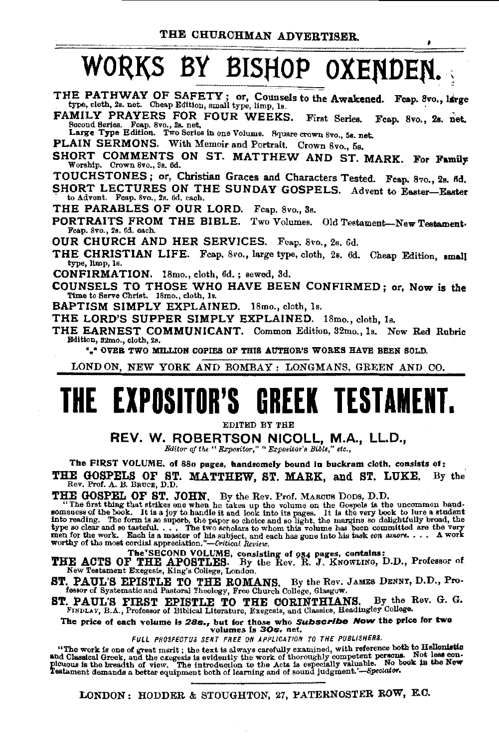# WORKS BY BISHOP OXENDEN.

**THE PATHWAY OF SAFETY; or, Counsels to the Awakened.** Fcap. 8vo., large type, cloth, 2s. net. Cheap Edition, small type, limp, 1s.

**FAMILY PRAYERS FOR FOUR WEEKS.** First Series. Fcap. 8vo., 2s. net. Second Series. Fcap. 8vo., 2s. net. Large Type Edition. Two Series in one Volume. Square crown 8vo., 5s. net.

**PLAIN SERMONS.** With Memoir and Portrait. Crown 8vo., 5s.

**SHORT COMMENTS ON ST. MATTHEW AND ST. MARK.** For Family Worship. Crown 8vo., 3s. 6d.

**TOUCHSTONES; or, Christian Graces and Characters Tested.** Fcap. 8vo., 2s. 6d.

**SHORT LECTURES ON THE SUNDAY GOSPELS.** Advent to Easter—Easter to Advent. Fcap. 8vo., 2s. 6d. each.

**THE PARABLES OF OUR LORD.** Fcap. 8vo., 3s.

**PORTRAITS FROM THE BIBLE.** Two Volumes. Old Testament—New Testament. Fcap. 8vo., 2s. 6d. each.

**OUR CHURCH AND HER SERVICES.** Fcap. 8vo., 2s. 6d.

**THE CHRISTIAN LIFE.** Fcap. 8vo., large type, cloth, 2s. 6d. Cheap Edition, small type, limp, 1s.

**CONFIRMATION.** 18mo., cloth, 6d.; sewed, 3d.

**COUNSELS TO THOSE WHO HAVE BEEN CONFIRMED; or, Now is the Time to Serve Christ.** 18mo., cloth, 1s.

**BAPTISM SIMPLY EXPLAINED.** 18mo., cloth, 1s.

**THE LORD'S SUPPER SIMPLY EXPLAINED.** 18mo., cloth, 1s.

**THE EARNEST COMMUNICANT.** Common Edition, 32mo., 1s. New Red Rubric Edition, 32mo., cloth, 2s.

\*\*\* OVER TWO MILLION COPIES OF THIS AUTHOR'S WORKS HAVE BEEN SOLD.

LONDON, NEW YORK AND BOMBAY: LONGMANS, GREEN AND CO.

---

# THE EXPOSITOR'S GREEK TESTAMENT.

EDITED BY THE

## REV. W. ROBERTSON NICOLL, M.A., LL.D.,

*Editor of the "Expositor," "Expositor's Bible," etc.,*

**The FIRST VOLUME, of 880 pages, handsomely bound in buckram cloth, consists of:**

**THE GOSPELS OF ST. MATTHEW, ST. MARK, and ST. LUKE.** By the Rev. Prof. A. B. Bruce, D.D.

**THE GOSPEL OF ST. JOHN.** By the Rev. Prof. Marcus Dods, D.D.

"The first thing that strikes one when he takes up the volume on the Gospels is the uncommon handsomeness of the book. It is a joy to handle it and look into its pages. It is the very book to lure a student into reading. The form is so superb, the paper so choice and so light, the margins so delightfully broad, the type so clear and so tasteful. . . . The two scholars to whom this volume has been committed are the very men for the work. Each is a master of his subject, and each has gone into his task *con amore*. . . . A work worthy of the most cordial appreciation."—*Critical Review.*

**The SECOND VOLUME, consisting of 954 pages, contains:**

**THE ACTS OF THE APOSTLES.** By the Rev. R. J. Knowling, D.D., Professor of New Testament Exegesis, King's College, London.

**ST. PAUL'S EPISTLE TO THE ROMANS.** By the Rev. James Denny, D.D., Professor of Systematic and Pastoral Theology, Free Church College, Glasgow.

**ST. PAUL'S FIRST EPISTLE TO THE CORINTHIANS.** By the Rev. G. G. Findlay, B.A., Professor of Biblical Literature, Exegesis, and Classics, Headingley College.

**The price of each volume is 28s., but for those who *Subscribe Now* the price for two volumes is 30s. net.**

*FULL PROSPECTUS SENT FREE ON APPLICATION TO THE PUBLISHERS.*

"The work is one of great merit; the text is always carefully examined, with reference both to Hellenistic and Classical Greek, and the exegesis is evidently the work of thoroughly competent persons. Not less conspicuous is the breadth of view. The introduction to the Acts is especially valuable. No book in the New Testament demands a better equipment both of learning and of sound judgment."—*Spectator.*

LONDON: HODDER & STOUGHTON, 27, PATERNOSTER ROW, E.C.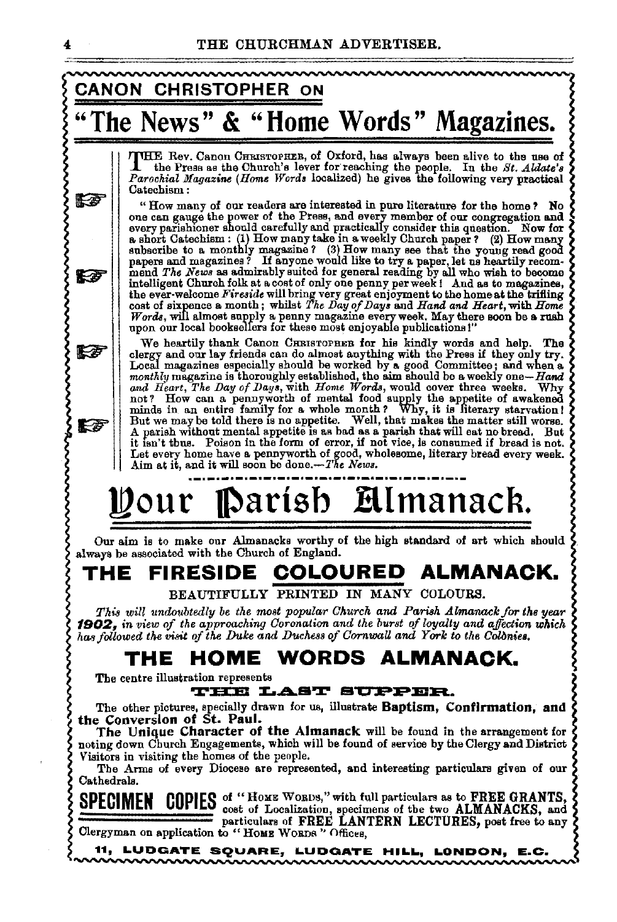## CANON CHRISTOPHER ON

# "The News" & "Home Words" Magazines.

THE Rev. Canon CHRISTOPHER, of Oxford, has always been alive to the use of the Press as the Church's lever for reaching the people. In the *St. Aldate's Parochial Magazine* (*Home Words* localized) he gives the following very practical Catechism:

"How many of our readers are interested in pure literature for the home? No one can gauge the power of the Press, and every member of our congregation and every parishioner should carefully and practically consider this question. Now for a short Catechism: (1) How many take in a weekly Church paper? (2) How many subscribe to a monthly magazine? (3) How many see that the young read good papers and magazines? If anyone would like to try a paper, let us heartily recommend *The News* as admirably suited for general reading by all who wish to become intelligent Church folk at a cost of only one penny per week! And as to magazines, the ever-welcome *Fireside* will bring very great enjoyment to the home at the trifling cost of sixpence a month; whilst *The Day of Days* and *Hand and Heart*, with *Home Words*, will almost supply a penny magazine every week. May there soon be a rush upon our local booksellers for these most enjoyable publications!"

We heartily thank Canon CHRISTOPHER for his kindly words and help. The clergy and our lay friends can do almost anything with the Press if they only try. Local magazines especially should be worked by a good Committee; and when a *monthly* magazine is thoroughly established, the aim should be a weekly one—*Hand and Heart*, *The Day of Days*, with *Home Words*, would cover three weeks. Why not? How can a pennyworth of mental food supply the appetite of awakened minds in an entire family for a whole month? Why, it is literary starvation! But we may be told there is no appetite. Well, that makes the matter still worse. A parish without mental appetite is as bad as a parish that will eat no bread. But it isn't thus. Poison in the form of error, if not vice, is consumed if bread is not. Let every home have a pennyworth of good, wholesome, literary bread every week. Aim at it, and it will soon be done.—*The News.*

# Your Parish Almanack.

Our aim is to make our Almanacks worthy of the high standard of art which should always be associated with the Church of England.

## THE FIRESIDE COLOURED ALMANACK.

BEAUTIFULLY PRINTED IN MANY COLOURS.

*This will undoubtedly be the most popular Church and Parish Almanack for the year **1902**, in view of the approaching Coronation and the burst of loyalty and affection which has followed the visit of the Duke and Duchess of Cornwall and York to the Colonies.*

## THE HOME WORDS ALMANACK.

The centre illustration represents

**THE LAST SUPPER.**

The other pictures, specially drawn for us, illustrate **Baptism, Confirmation, and the Conversion of St. Paul.**

**The Unique Character of the Almanack** will be found in the arrangement for noting down Church Engagements, which will be found of service by the Clergy and District Visitors in visiting the homes of the people.

The Arms of every Diocese are represented, and interesting particulars given of our Cathedrals.

**SPECIMEN COPIES** of "HOME WORDS," with full particulars as to **FREE GRANTS**, cost of Localization, specimens of the two **ALMANACKS**, and particulars of **FREE LANTERN LECTURES**, post free to any Clergyman on application to "HOME WORDS" Offices,

**11, LUDGATE SQUARE, LUDGATE HILL, LONDON, E.C.**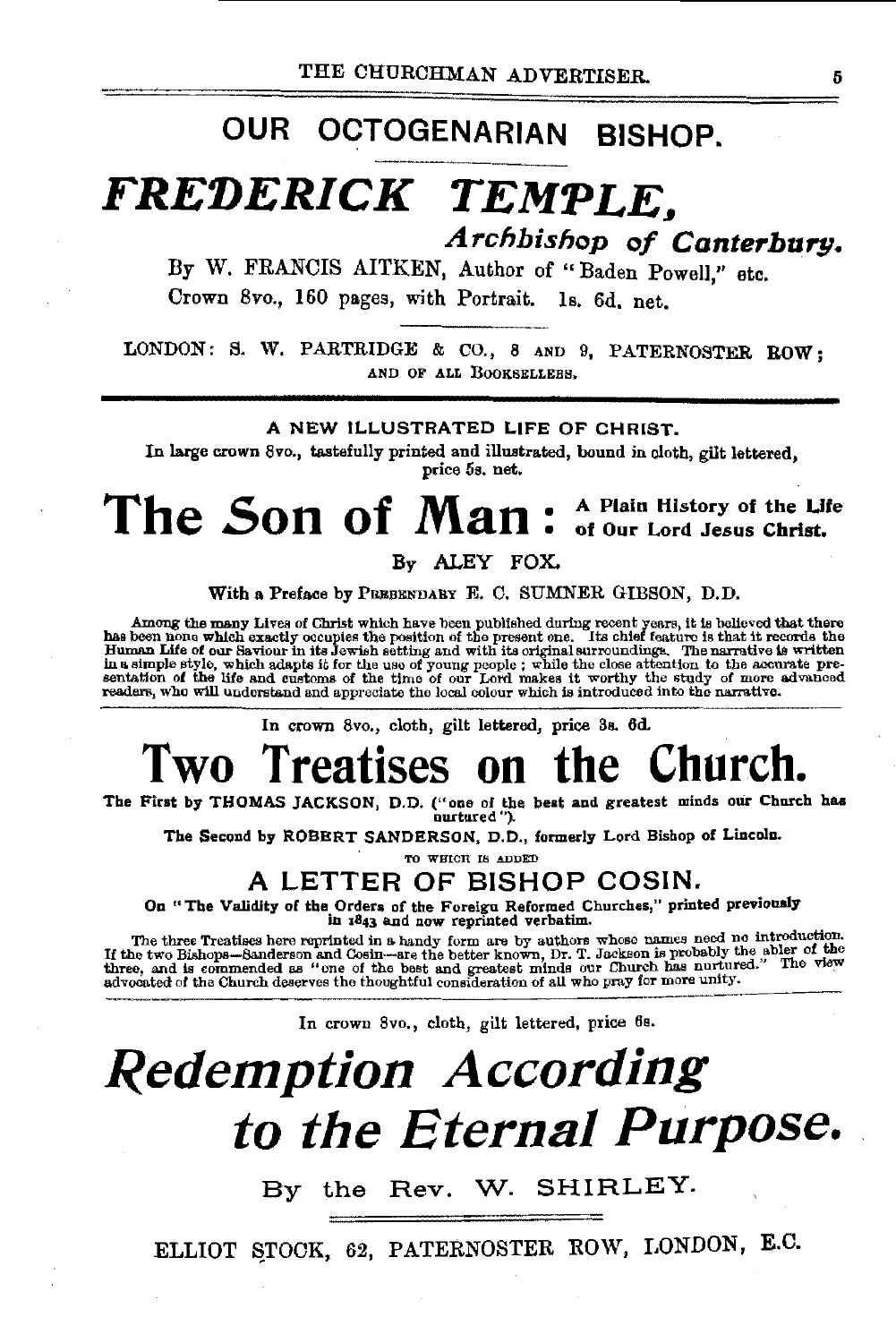## OUR OCTOGENARIAN BISHOP.

# *FREDERICK TEMPLE,*

### *Archbishop of Canterbury.*

By W. FRANCIS AITKEN, Author of "Baden Powell," etc.

Crown 8vo., 160 pages, with Portrait. 1s. 6d. net.

LONDON: S. W. PARTRIDGE & CO., 8 AND 9, PATERNOSTER ROW; AND OF ALL BOOKSELLERS.

---

A NEW ILLUSTRATED LIFE OF CHRIST.

In large crown 8vo., tastefully printed and illustrated, bound in cloth, gilt lettered, price 5s. net.

# The Son of Man: A Plain History of the Life of Our Lord Jesus Christ.

By ALEY FOX.

With a Preface by PREBENDARY E. C. SUMNER GIBSON, D.D.

Among the many Lives of Christ which have been published during recent years, it is believed that there has been none which exactly occupies the position of the present one. Its chief feature is that it records the Human Life of our Saviour in its Jewish setting and with its original surroundings. The narrative is written in a simple style, which adapts it for the use of young people; while the close attention to the accurate presentation of the life and customs of the time of our Lord makes it worthy the study of more advanced readers, who will understand and appreciate the local colour which is introduced into the narrative.

---

In crown 8vo., cloth, gilt lettered, price 3s. 6d.

# Two Treatises on the Church.

The First by THOMAS JACKSON, D.D. ("one of the best and greatest minds our Church has nurtured").

The Second by ROBERT SANDERSON, D.D., formerly Lord Bishop of Lincoln.

TO WHICH IS ADDED

## A LETTER OF BISHOP COSIN.

On "The Validity of the Orders of the Foreign Reformed Churches," printed previously in 1843 and now reprinted verbatim.

The three Treatises here reprinted in a handy form are by authors whose names need no introduction. If the two Bishops—Sanderson and Cosin—are the better known, Dr. T. Jackson is probably the abler of the three, and is commended as "one of the best and greatest minds our Church has nurtured." The view advocated of the Church deserves the thoughtful consideration of all who pray for more unity.

---

In crown 8vo., cloth, gilt lettered, price 6s.

# *Redemption According to the Eternal Purpose.*

By the Rev. W. SHIRLEY.

ELLIOT STOCK, 62, PATERNOSTER ROW, LONDON, E.C.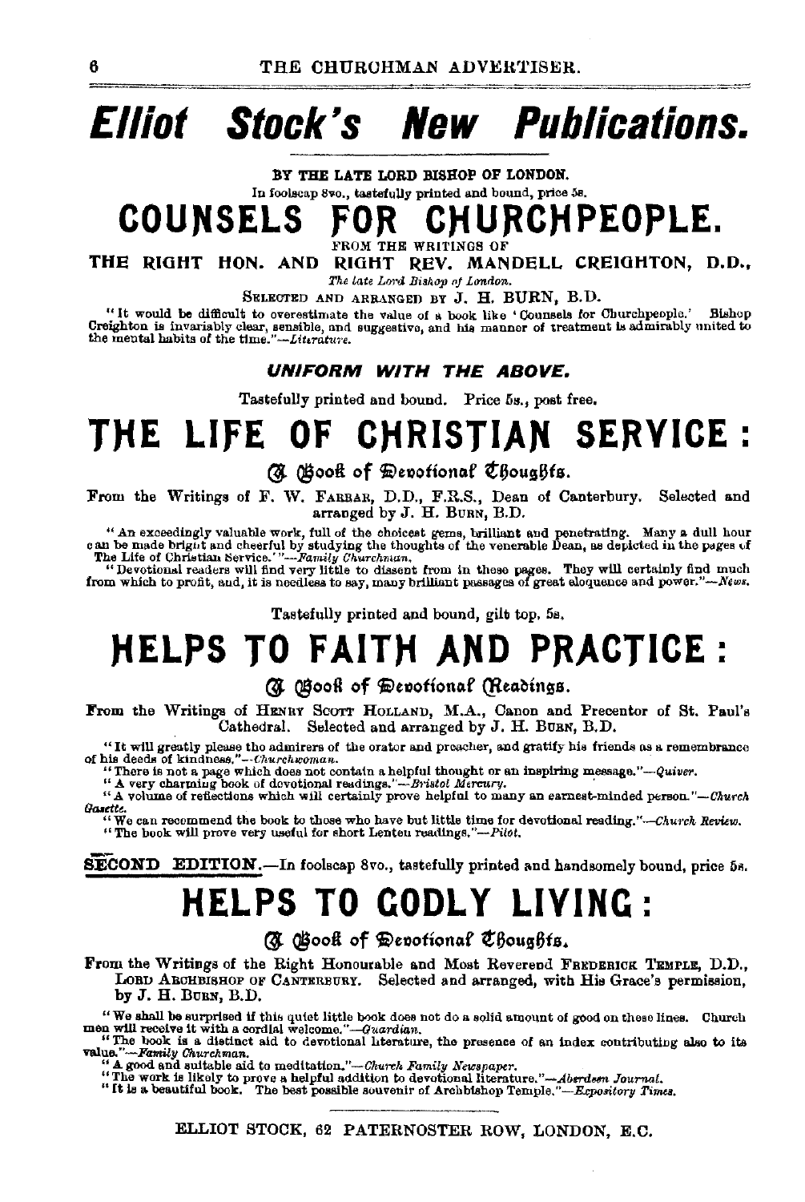# *Elliot Stock's New Publications.*

**BY THE LATE LORD BISHOP OF LONDON.**

In foolscap 8vo., tastefully printed and bound, price 5s.

## COUNSELS FOR CHURCHPEOPLE.

FROM THE WRITINGS OF

**THE RIGHT HON. AND RIGHT REV. MANDELL CREIGHTON, D.D.,**

*The late Lord Bishop of London.*

SELECTED AND ARRANGED BY J. H. BURN, B.D.

"It would be difficult to overestimate the value of a book like 'Counsels for Churchpeople.' Bishop Creighton is invariably clear, sensible, and suggestive, and his manner of treatment is admirably united to the mental habits of the time."—*Literature.*

### *UNIFORM WITH THE ABOVE.*

Tastefully printed and bound. Price 5s., post free.

## THE LIFE OF CHRISTIAN SERVICE:

### A Book of Devotional Thoughts.

From the Writings of F. W. FARRAR, D.D., F.R.S., Dean of Canterbury. Selected and arranged by J. H. BURN, B.D.

"An exceedingly valuable work, full of the choicest gems, brilliant and penetrating. Many a dull hour can be made bright and cheerful by studying the thoughts of the venerable Dean, as depicted in the pages of The Life of Christian Service.'"—*Family Churchman.*

"Devotional readers will find very little to dissent from in these pages. They will certainly find much from which to profit, and, it is needless to say, many brilliant passages of great eloquence and power."—*News.*

Tastefully printed and bound, gilt top, 5s.

## HELPS TO FAITH AND PRACTICE:

### A Book of Devotional Readings.

From the Writings of HENRY SCOTT HOLLAND, M.A., Canon and Precentor of St. Paul's Cathedral. Selected and arranged by J. H. BURN, B.D.

"It will greatly please the admirers of the orator and preacher, and gratify his friends as a remembrance of his deeds of kindness."—*Churchwoman.*

"There is not a page which does not contain a helpful thought or an inspiring message."—*Quiver.*

"A very charming book of devotional readings."—*Bristol Mercury.*

"A volume of reflections which will certainly prove helpful to many an earnest-minded person."—*Church Gazette.*

"We can recommend the book to those who have but little time for devotional reading."—*Church Review.*

"The book will prove very useful for short Lenten readings."—*Pilot.*

**SECOND EDITION.**—In foolscap 8vo., tastefully printed and handsomely bound, price 5s.

## HELPS TO GODLY LIVING:

### A Book of Devotional Thoughts.

From the Writings of the Right Honourable and Most Reverend FREDERICK TEMPLE, D.D., LORD ARCHBISHOP OF CANTERBURY. Selected and arranged, with His Grace's permission, by J. H. BURN, B.D.

"We shall be surprised if this quiet little book does not do a solid amount of good on these lines. Church men will receive it with a cordial welcome."—*Guardian.*

"The book is a distinct aid to devotional literature, the presence of an index contributing also to its value."—*Family Churchman.*

"A good and suitable aid to meditation."—*Church Family Newspaper.*

"The work is likely to prove a helpful addition to devotional literature."—*Aberdeen Journal.*

"It is a beautiful book. The best possible souvenir of Archbishop Temple."—*Expository Times.*

ELLIOT STOCK, 62 PATERNOSTER ROW, LONDON, E.C.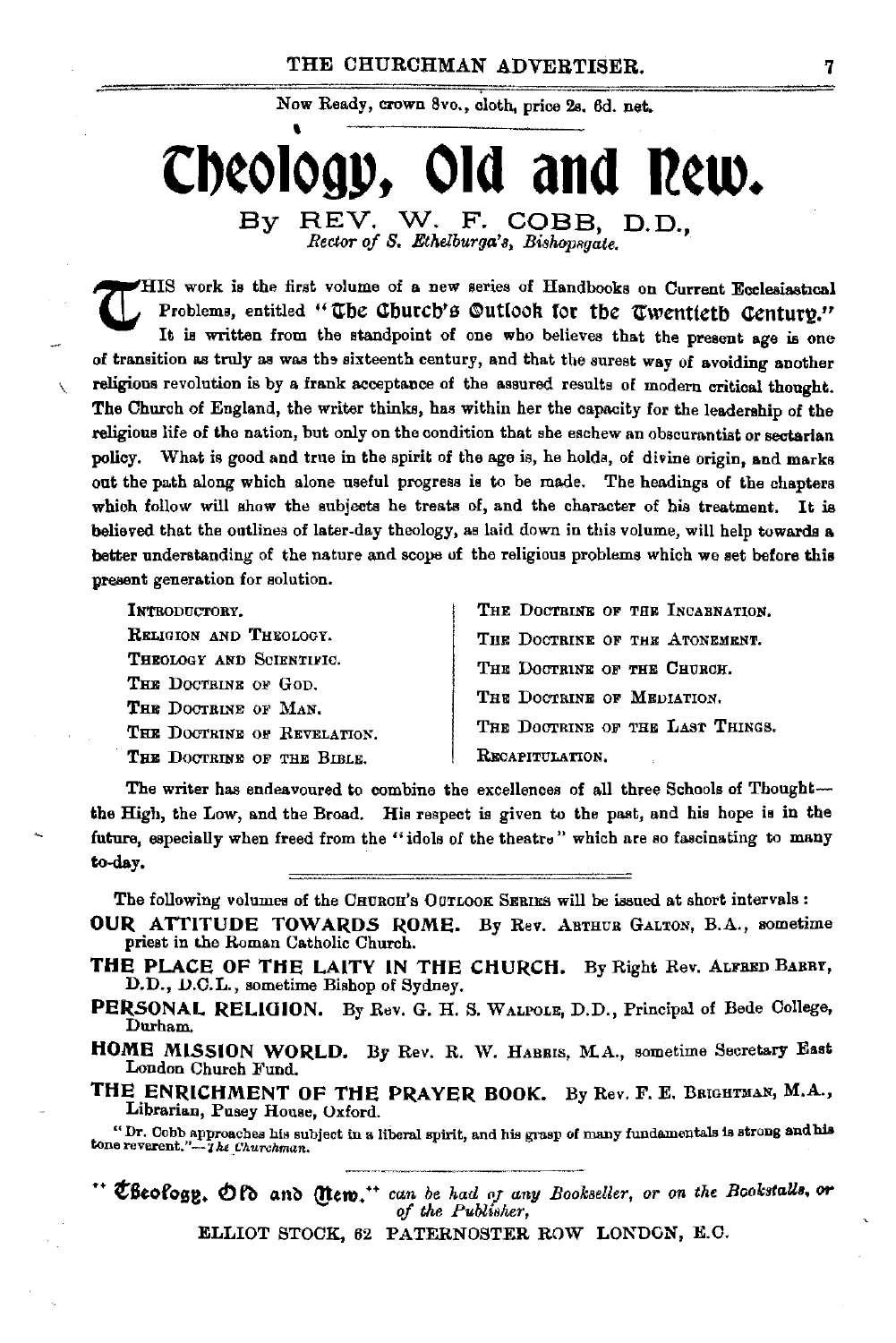Now Ready, crown 8vo., cloth, price 2s. 6d. net.

# Theology, Old and New.

## By REV. W. F. COBB, D.D.,

*Rector of S. Ethelburga's, Bishopsgate.*

THIS work is the first volume of a new series of Handbooks on Current Ecclesiastical Problems, entitled "The Church's Outlook for the Twentieth Century." It is written from the standpoint of one who believes that the present age is one of transition as truly as was the sixteenth century, and that the surest way of avoiding another religious revolution is by a frank acceptance of the assured results of modern critical thought. The Church of England, the writer thinks, has within her the capacity for the leadership of the religious life of the nation, but only on the condition that she eschew an obscurantist or sectarian policy. What is good and true in the spirit of the age is, he holds, of divine origin, and marks out the path along which alone useful progress is to be made. The headings of the chapters which follow will show the subjects he treats of, and the character of his treatment. It is believed that the outlines of later-day theology, as laid down in this volume, will help towards a better understanding of the nature and scope of the religious problems which we set before this present generation for solution.

INTRODUCTORY.
RELIGION AND THEOLOGY.
THEOLOGY AND SCIENTIFIC.
THE DOCTRINE OF GOD.
THE DOCTRINE OF MAN.
THE DOCTRINE OF REVELATION.
THE DOCTRINE OF THE BIBLE.
THE DOCTRINE OF THE INCARNATION.
THE DOCTRINE OF THE ATONEMENT.
THE DOCTRINE OF THE CHURCH.
THE DOCTRINE OF MEDIATION.
THE DOCTRINE OF THE LAST THINGS.
RECAPITULATION.

The writer has endeavoured to combine the excellences of all three Schools of Thought—the High, the Low, and the Broad. His respect is given to the past, and his hope is in the future, especially when freed from the "idols of the theatre" which are so fascinating to many to-day.

---

The following volumes of the CHURCH'S OUTLOOK SERIES will be issued at short intervals:

**OUR ATTITUDE TOWARDS ROME.** By Rev. ARTHUR GALTON, B.A., sometime priest in the Roman Catholic Church.

**THE PLACE OF THE LAITY IN THE CHURCH.** By Right Rev. ALFRED BARRY, D.D., D.C.L., sometime Bishop of Sydney.

**PERSONAL RELIGION.** By Rev. G. H. S. WALPOLE, D.D., Principal of Bede College, Durham.

**HOME MISSION WORLD.** By Rev. R. W. HARRIS, M.A., sometime Secretary East London Church Fund.

**THE ENRICHMENT OF THE PRAYER BOOK.** By Rev. F. E. BRIGHTMAN, M.A., Librarian, Pusey House, Oxford.

"Dr. Cobb approaches his subject in a liberal spirit, and his grasp of many fundamentals is strong and his tone reverent."—*The Churchman.*

---

"Theology, Old and New," *can be had of any Bookseller, or on the Bookstalls, or of the Publisher,*

ELLIOT STOCK, 62 PATERNOSTER ROW LONDON, E.C.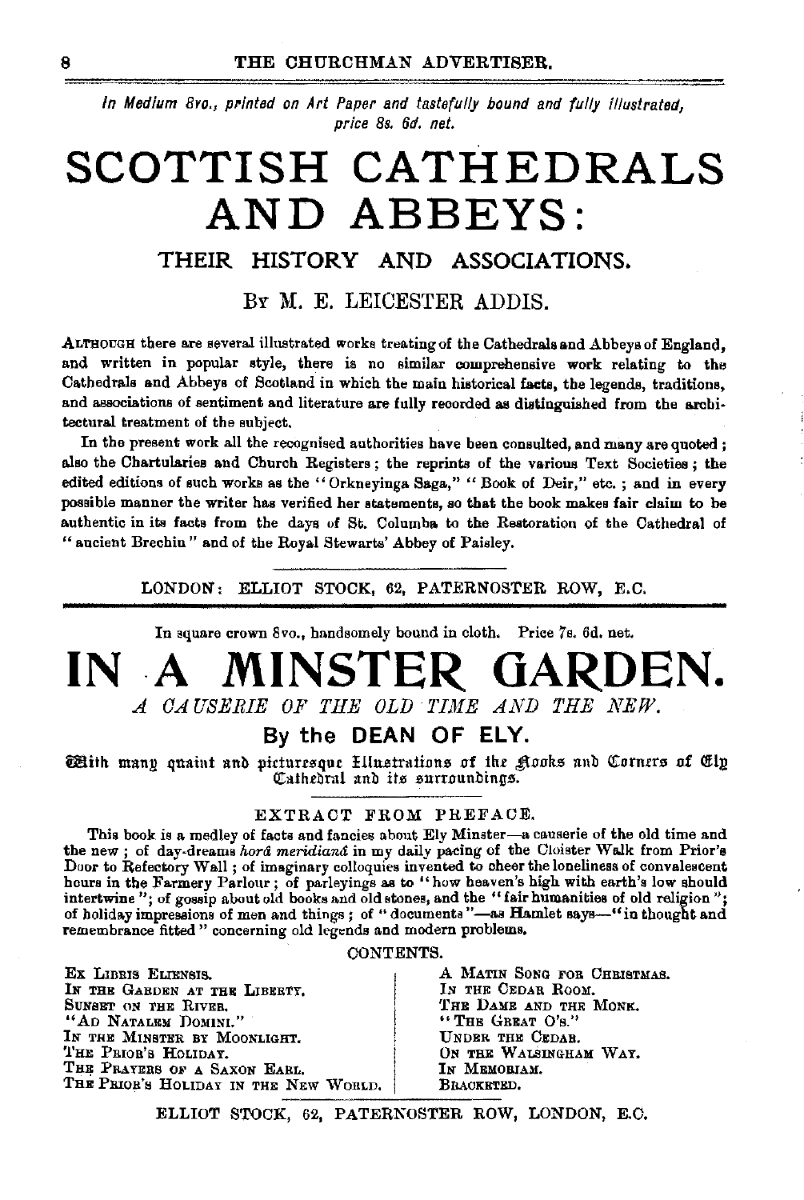*In Medium 8vo., printed on Art Paper and tastefully bound and fully illustrated, price 8s. 6d. net.*

# SCOTTISH CATHEDRALS AND ABBEYS:

## THEIR HISTORY AND ASSOCIATIONS.

### BY M. E. LEICESTER ADDIS.

ALTHOUGH there are several illustrated works treating of the Cathedrals and Abbeys of England, and written in popular style, there is no similar comprehensive work relating to the Cathedrals and Abbeys of Scotland in which the main historical facts, the legends, traditions, and associations of sentiment and literature are fully recorded as distinguished from the architectural treatment of the subject.

In the present work all the recognised authorities have been consulted, and many are quoted; also the Chartularies and Church Registers; the reprints of the various Text Societies; the edited editions of such works as the "Orkneyinga Saga," "Book of Deir," etc.; and in every possible manner the writer has verified her statements, so that the book makes fair claim to be authentic in its facts from the days of St. Columba to the Restoration of the Cathedral of "ancient Brechin" and of the Royal Stewarts' Abbey of Paisley.

LONDON: ELLIOT STOCK, 62, PATERNOSTER ROW, E.C.

---

In square crown 8vo., handsomely bound in cloth. Price 7s. 6d. net.

# IN A MINSTER GARDEN.

*A CAUSERIE OF THE OLD TIME AND THE NEW.*

### By the DEAN OF ELY.

With many quaint and picturesque Illustrations of the Nooks and Corners of Ely Cathedral and its surroundings.

EXTRACT FROM PREFACE.

This book is a medley of facts and fancies about Ely Minster—a causerie of the old time and the new; of day-dreams *horâ meridianâ* in my daily pacing of the Cloister Walk from Prior's Door to Refectory Wall; of imaginary colloquies invented to cheer the loneliness of convalescent hours in the Farmery Parlour; of parleyings as to "how heaven's high with earth's low should intertwine"; of gossip about old books and old stones, and the "fair humanities of old religion"; of holiday impressions of men and things; of "documents"—as Hamlet says—"in thought and remembrance fitted" concerning old legends and modern problems.

CONTENTS.

- EX LIBRIS ELIENSIS.
- IN THE GARDEN AT THE LIBERTY.
- SUNSET ON THE RIVER.
- "AD NATALEM DOMINI."
- IN THE MINSTER BY MOONLIGHT.
- THE PRIOR'S HOLIDAY.
- THE PRAYERS OF A SAXON EARL.
- THE PRIOR'S HOLIDAY IN THE NEW WORLD.
- A MATIN SONG FOR CHRISTMAS.
- IN THE CEDAR ROOM.
- THE DAME AND THE MONK.
- "THE GREAT O'S."
- UNDER THE CEDAR.
- ON THE WALSINGHAM WAY.
- IN MEMORIAM.
- BRACKETED.

ELLIOT STOCK, 62, PATERNOSTER ROW, LONDON, E.C.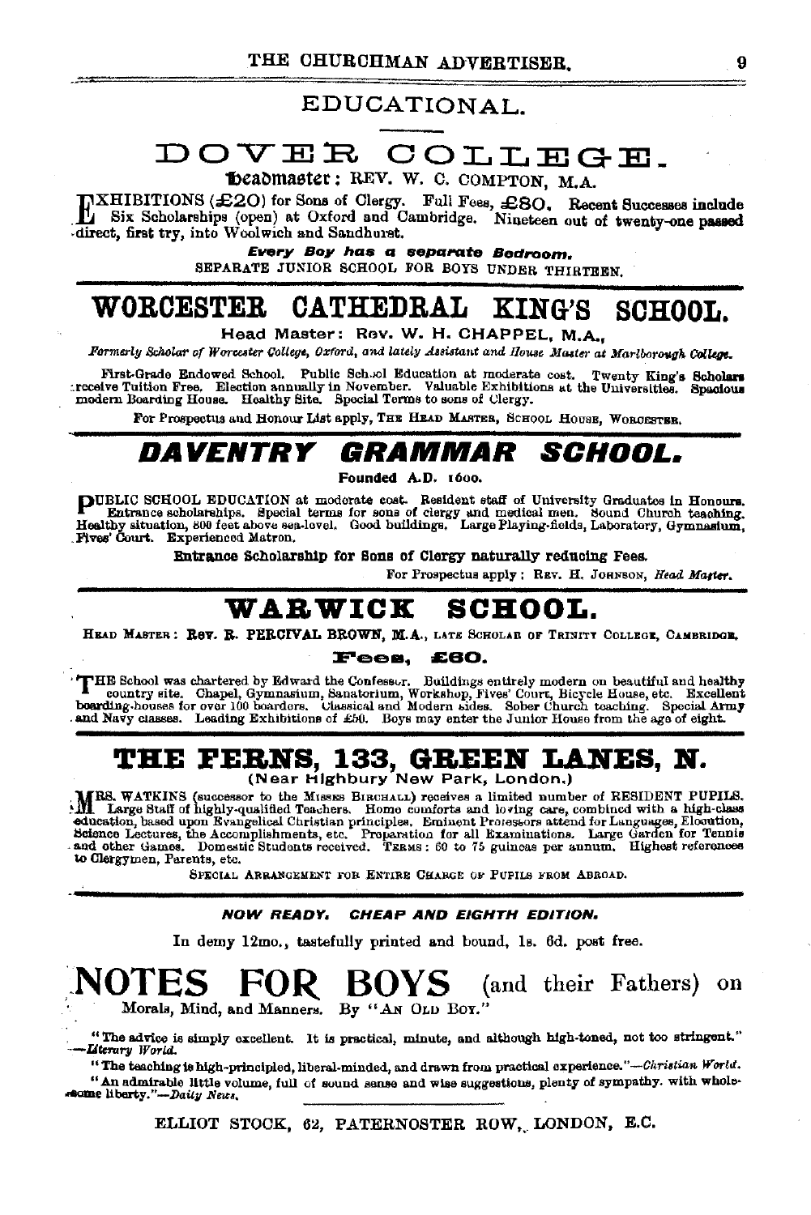# EDUCATIONAL.

## DOVER COLLEGE.

**Headmaster: REV. W. C. COMPTON, M.A.**

EXHIBITIONS (£20) for Sons of Clergy. Full Fees, £80. Recent Successes include Six Scholarships (open) at Oxford and Cambridge. Nineteen out of twenty-one passed direct, first try, into Woolwich and Sandhurst.

***Every Boy has a separate Bedroom.***

SEPARATE JUNIOR SCHOOL FOR BOYS UNDER THIRTEEN.

---

## WORCESTER CATHEDRAL KING'S SCHOOL.

**Head Master: Rev. W. H. CHAPPEL, M.A.,**

*Formerly Scholar of Worcester College, Oxford, and lately Assistant and House Master at Marlborough College.*

First-Grade Endowed School. Public School Education at moderate cost. Twenty King's Scholars receive Tuition Free. Election annually in November. Valuable Exhibitions at the Universities. Spacious modern Boarding House. Healthy Site. Special Terms to sons of Clergy.

For Prospectus and Honour List apply, THE HEAD MASTER, SCHOOL HOUSE, WORCESTER.

---

## *DAVENTRY GRAMMAR SCHOOL.*

**Founded A.D. 1600.**

PUBLIC SCHOOL EDUCATION at moderate cost. Resident staff of University Graduates in Honours. Entrance scholarships. Special terms for sons of clergy and medical men. Sound Church teaching. Healthy situation, 800 feet above sea-level. Good buildings. Large Playing-fields, Laboratory, Gymnasium, Fives' Court. Experienced Matron.

**Entrance Scholarship for Sons of Clergy naturally reducing Fees.**

For Prospectus apply: REV. H. JOHNSON, *Head Master.*

---

## WARWICK SCHOOL.

HEAD MASTER: **Rev. R. PERCIVAL BROWN, M.A.**, LATE SCHOLAR OF TRINITY COLLEGE, CAMBRIDGE.

**Fees, £60.**

THE School was chartered by Edward the Confessor. Buildings entirely modern on beautiful and healthy country site. Chapel, Gymnasium, Sanatorium, Workshop, Fives' Court, Bicycle House, etc. Excellent boarding-houses for over 100 boarders. Classical and Modern sides. Sober Church teaching. Special Army and Navy classes. Leading Exhibitions of £50. Boys may enter the Junior House from the age of eight.

---

## THE FERNS, 133, GREEN LANES, N.

**(Near Highbury New Park, London.)**

MRS. WATKINS (successor to the MISSES BIRCHALL) receives a limited number of RESIDENT PUPILS. Large Staff of highly-qualified Teachers. Home comforts and loving care, combined with a high-class education, based upon Evangelical Christian principles. Eminent Professors attend for Languages, Elocution, Science Lectures, the Accomplishments, etc. Preparation for all Examinations. Large Garden for Tennis and other Games. Domestic Students received. TERMS: 60 to 75 guineas per annum. Highest references to Clergymen, Parents, etc.

SPECIAL ARRANGEMENT FOR ENTIRE CHARGE OF PUPILS FROM ABROAD.

---

***NOW READY. CHEAP AND EIGHTH EDITION.***

In demy 12mo., tastefully printed and bound, 1s. 6d. post free.

## NOTES FOR BOYS (and their Fathers) on

Morals, Mind, and Manners. By "AN OLD BOY."

"The advice is simply excellent. It is practical, minute, and although high-toned, not too stringent."—*Literary World.*

"The teaching is high-principled, liberal-minded, and drawn from practical experience."—*Christian World.*

"An admirable little volume, full of sound sense and wise suggestions, plenty of sympathy. with wholesome liberty."—*Daily News.*

ELLIOT STOCK, 62, PATERNOSTER ROW, LONDON, E.C.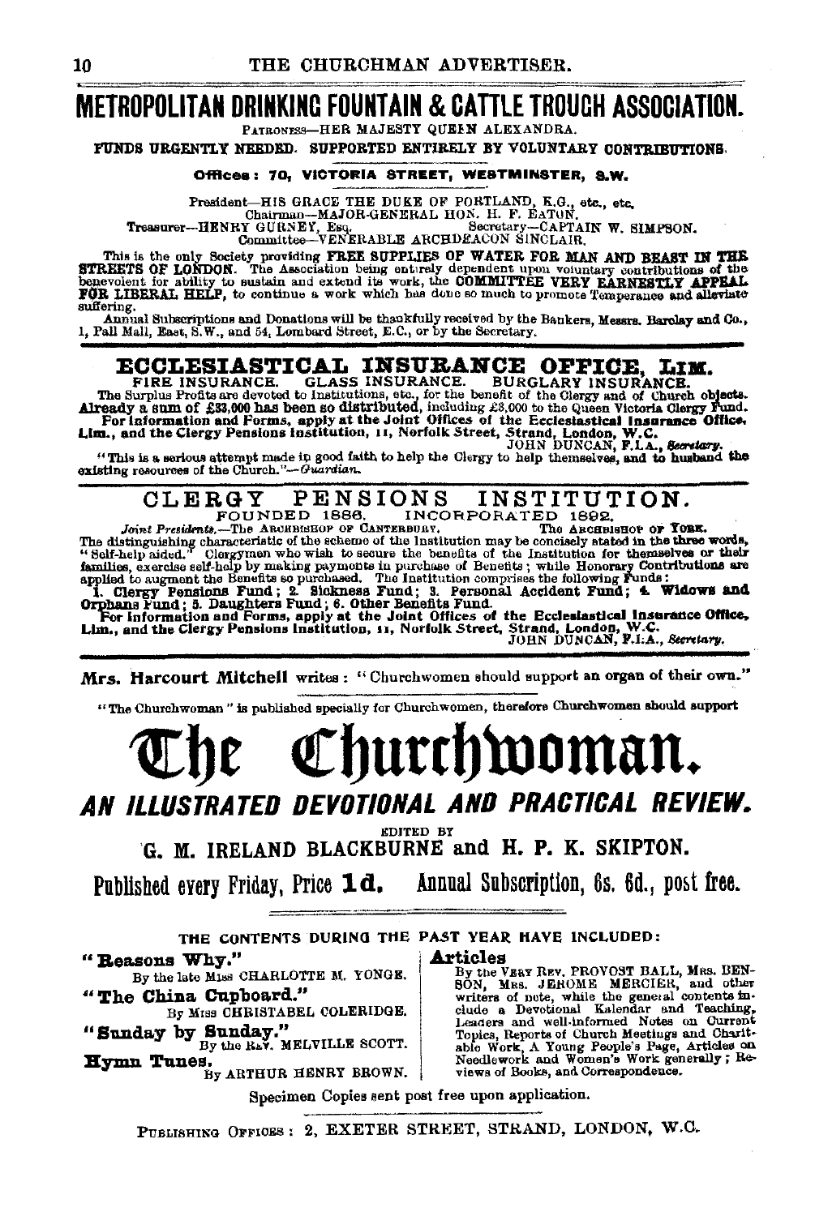# METROPOLITAN DRINKING FOUNTAIN & CATTLE TROUGH ASSOCIATION.

PATRONESS—HER MAJESTY QUEEN ALEXANDRA.

FUNDS URGENTLY NEEDED. SUPPORTED ENTIRELY BY VOLUNTARY CONTRIBUTIONS.

**Offices: 70, VICTORIA STREET, WESTMINSTER, S.W.**

President—HIS GRACE THE DUKE OF PORTLAND, K.G., etc., etc.
Chairman—MAJOR-GENERAL HON. H. F. EATON.
Treasurer—HENRY GURNEY, Esq. Secretary—CAPTAIN W. SIMPSON.
Committee—VENERABLE ARCHDEACON SINCLAIR.

This is the only Society providing **FREE SUPPLIES OF WATER FOR MAN AND BEAST IN THE STREETS OF LONDON.** The Association being entirely dependent upon voluntary contributions of the benevolent for ability to sustain and extend its work, the **COMMITTEE VERY EARNESTLY APPEAL FOR LIBERAL HELP,** to continue a work which has done so much to promote Temperance and alleviate suffering.

Annual Subscriptions and Donations will be thankfully received by the Bankers, Messrs. Barclay and Co., 1, Pall Mall, East, S.W., and 54, Lombard Street, E.C., or by the Secretary.

---

## ECCLESIASTICAL INSURANCE OFFICE, LIM.

FIRE INSURANCE. GLASS INSURANCE. BURGLARY INSURANCE.

The Surplus Profits are devoted to Institutions, etc., for the benefit of the Clergy and of Church objects. **Already a sum of £33,000 has been so distributed,** including £3,000 to the Queen Victoria Clergy Fund.

**For information and Forms, apply at the Joint Offices of the Ecclesiastical Insurance Office, Lim., and the Clergy Pensions Institution, 11, Norfolk Street, Strand, London, W.C.**

JOHN DUNCAN, F.I.A., *Secretary.*

"This is a serious attempt made in good faith to help the Clergy to help themselves, and to husband the existing resources of the Church."—*Guardian.*

---

## CLERGY PENSIONS INSTITUTION.

FOUNDED 1886. INCORPORATED 1892.

*Joint Presidents.*—The ARCHBISHOP OF CANTERBURY. The ARCHBISHOP OF YORK.

The distinguishing characteristic of the scheme of the Institution may be concisely stated in the three words, "Self-help aided." Clergymen who wish to secure the benefits of the Institution for themselves or their families, exercise self-help by making payments in purchase of Benefits; while Honorary Contributions are applied to augment the Benefits so purchased. The Institution comprises the following Funds:

**1. Clergy Pensions Fund; 2. Sickness Fund; 3. Personal Accident Fund; 4. Widows and Orphans Fund; 5. Daughters Fund; 6. Other Benefits Fund.**

**For information and Forms, apply at the Joint Offices of the Ecclesiastical Insurance Office, Lim., and the Clergy Pensions Institution, 11, Norfolk Street, Strand, London, W.C.**

JOHN DUNCAN, F.I.A., *Secretary.*

---

**Mrs. Harcourt Mitchell** writes: "Churchwomen should support an organ of their own."

"The Churchwoman" is published specially for Churchwomen, therefore Churchwomen should support

# The Churchwoman.

## *AN ILLUSTRATED DEVOTIONAL AND PRACTICAL REVIEW.*

EDITED BY

**G. M. IRELAND BLACKBURNE and H. P. K. SKIPTON.**

**Published every Friday, Price 1d. Annual Subscription, 6s. 6d., post free.**

THE CONTENTS DURING THE PAST YEAR HAVE INCLUDED:

**"Reasons Why."**
By the late MISS CHARLOTTE M. YONGE.

**"The China Cupboard."**
By MISS CHRISTABEL COLERIDGE.

**"Sunday by Sunday."**
By the REV. MELVILLE SCOTT.

**Hymn Tunes.**
By ARTHUR HENRY BROWN.

**Articles**
By the VERY REV. PROVOST BALL, MRS. BENSON, MRS. JEROME MERCIER, and other writers of note, while the general contents include a Devotional Kalendar and Teaching, Leaders and well-informed Notes on Current Topics, Reports of Church Meetings and Charitable Work, A Young People's Page, Articles on Needlework and Women's Work generally; Reviews of Books, and Correspondence.

Specimen Copies sent post free upon application.

PUBLISHING OFFICES: 2, EXETER STREET, STRAND, LONDON, W.C.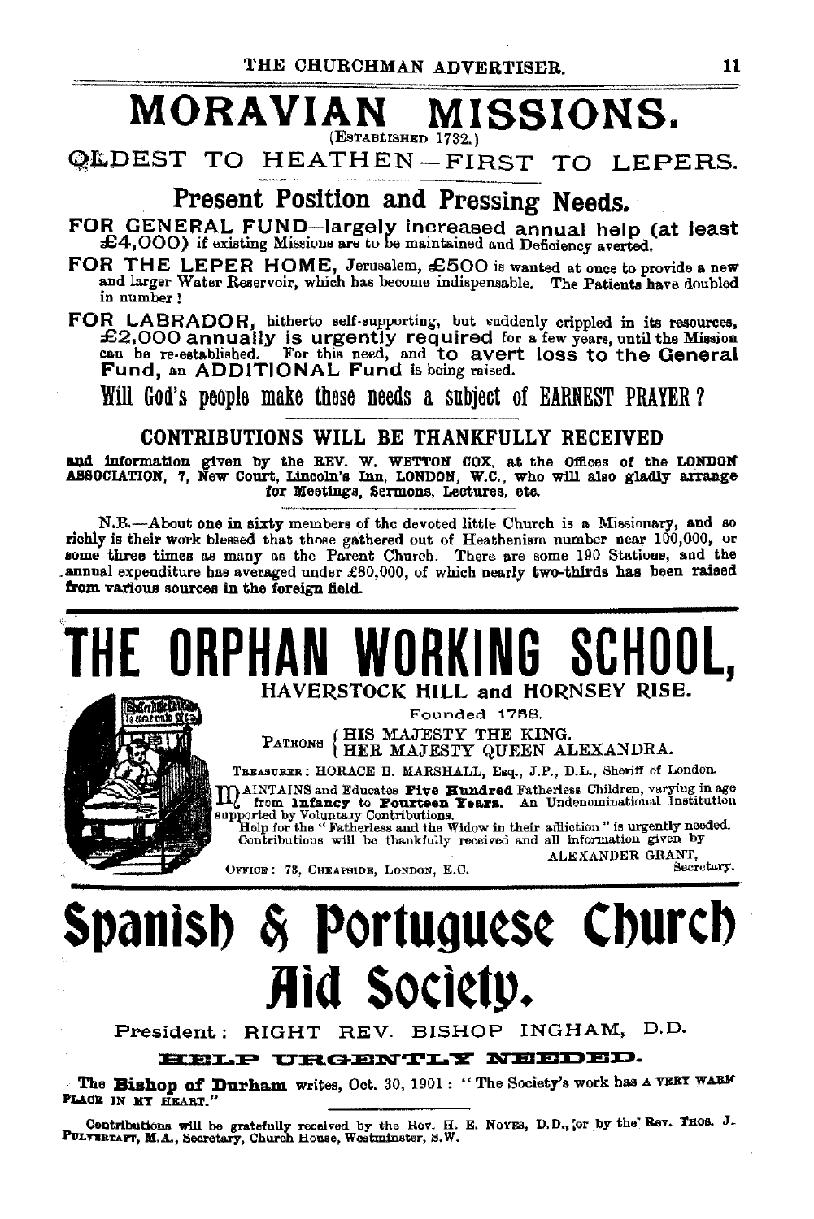# MORAVIAN MISSIONS.

(ESTABLISHED 1732.)

## OLDEST TO HEATHEN—FIRST TO LEPERS.

### Present Position and Pressing Needs.

**FOR GENERAL FUND**—largely increased annual help (at least £4,000) if existing Missions are to be maintained and Deficiency averted.

**FOR THE LEPER HOME,** Jerusalem, £500 is wanted at once to provide a new and larger Water Reservoir, which has become indispensable. The Patients have doubled in number!

**FOR LABRADOR,** hitherto self-supporting, but suddenly crippled in its resources, £2,000 annually is urgently required for a few years, until the Mission can be re-established. For this need, and to avert loss to the General Fund, an ADDITIONAL Fund is being raised.

**Will God's people make these needs a subject of EARNEST PRAYER?**

**CONTRIBUTIONS WILL BE THANKFULLY RECEIVED**

**and information given by the REV. W. WETTON COX, at the Offices of the LONDON ASSOCIATION, 7, New Court, Lincoln's Inn, LONDON, W.C., who will also gladly arrange for Meetings, Sermons, Lectures, etc.**

N.B.—About one in sixty members of the devoted little Church is a Missionary, and so richly is their work blessed that those gathered out of Heathenism number near 100,000, or some three times as many as the Parent Church. There are some 190 Stations, and the annual expenditure has averaged under £80,000, of which nearly **two-thirds has been raised from various sources in the foreign field.**

---

# THE ORPHAN WORKING SCHOOL,

## HAVERSTOCK HILL and HORNSEY RISE.

Founded 1758.

PATRONS { HIS MAJESTY THE KING. HER MAJESTY QUEEN ALEXANDRA.

TREASURER: HORACE B. MARSHALL, Esq., J.P., D.L., Sheriff of London.

MAINTAINS and Educates **Five Hundred** Fatherless Children, varying in age from **Infancy** to **Fourteen Years.** An Undenominational Institution supported by Voluntary Contributions.

Help for the "Fatherless and the Widow in their affliction" is urgently needed. Contributions will be thankfully received and all information given by

ALEXANDER GRANT, Secretary.

OFFICE: 73, CHEAPSIDE, LONDON, E.C.

---

# Spanish & Portuguese Church Aid Society.

President: RIGHT REV. BISHOP INGHAM, D.D.

**HELP URGENTLY NEEDED.**

The **Bishop of Durham** writes, Oct. 30, 1901: "The Society's work has A VERY WARM PLACE IN MY HEART."

Contributions will be gratefully received by the Rev. H. E. NOYES, D.D., or by the Rev. THOS. J. PULVERTAFT, M.A., Secretary, Church House, Westminster, S.W.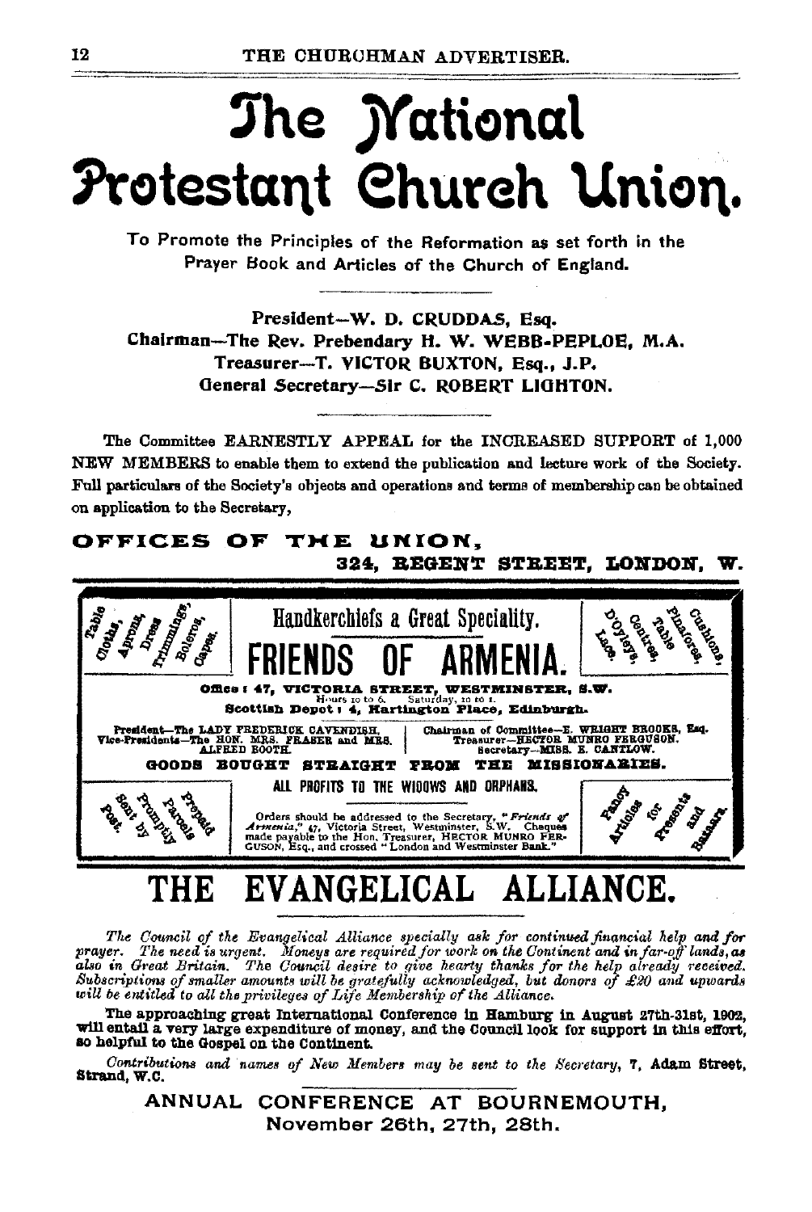# The National Protestant Church Union.

To Promote the Principles of the Reformation as set forth in the Prayer Book and Articles of the Church of England.

President—W. D. CRUDDAS, Esq.
Chairman—The Rev. Prebendary H. W. WEBB-PEPLOE, M.A.
Treasurer—T. VICTOR BUXTON, Esq., J.P.
General Secretary—Sir C. ROBERT LIGHTON.

The Committee EARNESTLY APPEAL for the INCREASED SUPPORT of 1,000 NEW MEMBERS to enable them to extend the publication and lecture work of the Society. Full particulars of the Society's objects and operations and terms of membership can be obtained on application to the Secretary,

**OFFICES OF THE UNION,**
**324, REGENT STREET, LONDON, W.**

---

Table Cloths, Aprons, Dress Trimmings, Boleros, Capes.

Handkerchiefs a Great Speciality.

D'Oyleys, Lace, Centres, Table Pinafores, Cushions.

# FRIENDS OF ARMENIA.

**Office: 47, VICTORIA STREET, WESTMINSTER, S.W.**
Hours 10 to 6. Saturday, 10 to 1.
**Scottish Depot: 4, Hartington Place, Edinburgh.**

President—The LADY FREDERICK CAVENDISH.
Vice-Presidents—The HON. MRS. FRASER and MRS. ALFRED BOOTH.

Chairman of Committee—E. WRIGHT BROOKS, Esq.
Treasurer—HECTOR MUNRO FERGUSON.
Secretary—MISS. E. CANTLOW.

**GOODS BOUGHT STRAIGHT FROM THE MISSIONARIES.**

ALL PROFITS TO THE WIDOWS AND ORPHANS.

Prepaid Parcels Promptly Sent by Post.

Orders should be addressed to the Secretary, "*Friends of Armenia*," 47, Victoria Street, Westminster, S.W. Cheques made payable to the Hon. Treasurer, HECTOR MUNRO FERGUSON, Esq., and crossed "London and Westminster Bank."

Fancy Articles for Presents and Bazaars.

---

# THE EVANGELICAL ALLIANCE.

*The Council of the Evangelical Alliance specially ask for continued financial help and for prayer. The need is urgent. Moneys are required for work on the Continent and in far-off lands, as also in Great Britain. The Council desire to give hearty thanks for the help already received. Subscriptions of smaller amounts will be gratefully acknowledged, but donors of £20 and upwards will be entitled to all the privileges of Life Membership of the Alliance.*

**The approaching great International Conference in Hamburg in August 27th-31st, 1902, will entail a very large expenditure of money, and the Council look for support in this effort, so helpful to the Gospel on the Continent.**

*Contributions and names of New Members may be sent to the Secretary,* **7, Adam Street, Strand, W.C.**

ANNUAL CONFERENCE AT BOURNEMOUTH,
November 26th, 27th, 28th.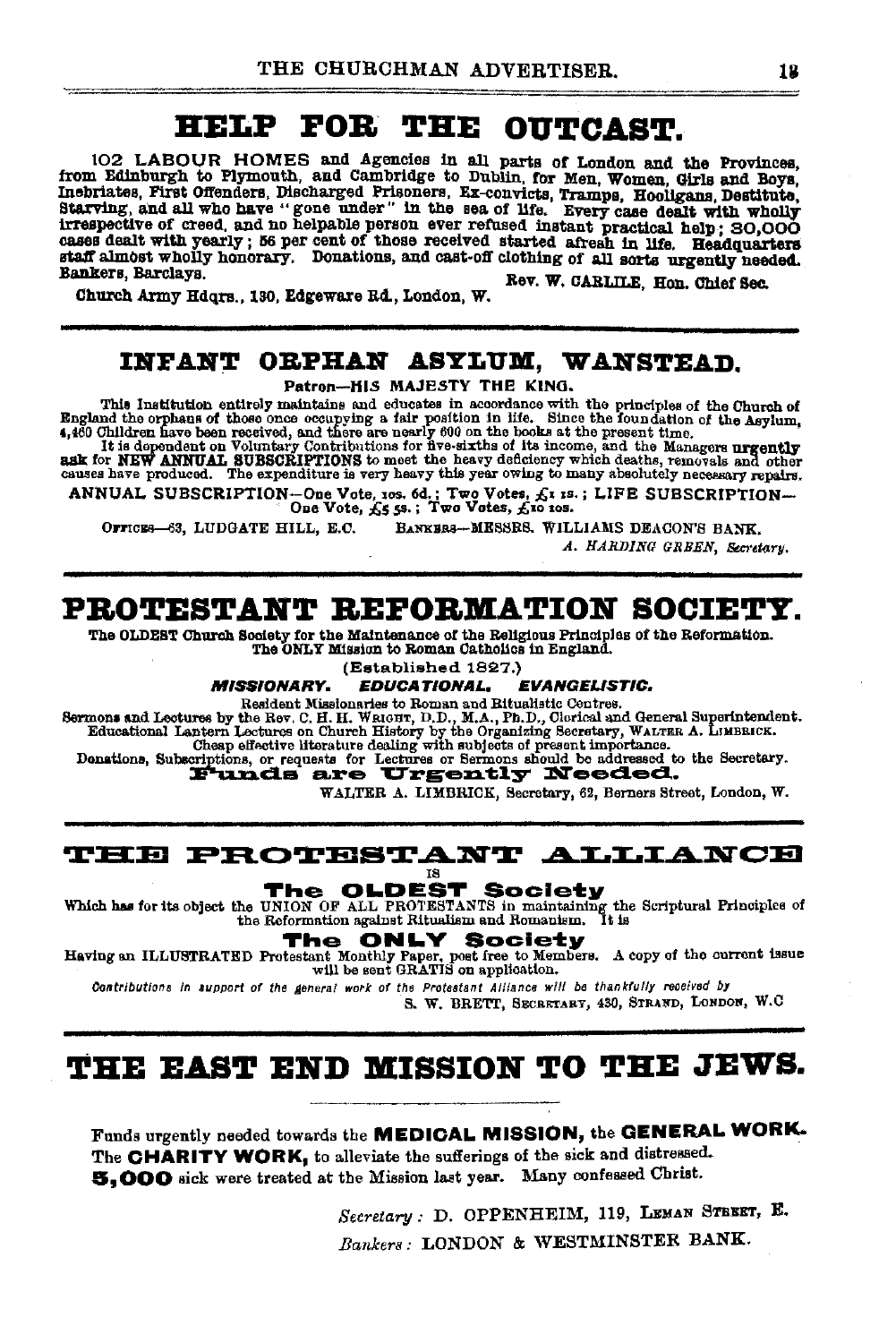# HELP FOR THE OUTCAST.

102 LABOUR HOMES and Agencies in all parts of London and the Provinces, from Edinburgh to Plymouth, and Cambridge to Dublin, for Men, Women, Girls and Boys, Inebriates, First Offenders, Discharged Prisoners, Ex-convicts, Tramps, Hooligans, Destitute, Starving, and all who have "gone under" in the sea of life. Every case dealt with wholly irrespective of creed, and no helpable person ever refused instant practical help; 30,000 cases dealt with yearly; 56 per cent of those received started afresh in life. Headquarters staff almost wholly honorary. Donations, and cast-off clothing of all sorts urgently needed. Bankers, Barclays.

Rev. W. CARLILE, Hon. Chief Sec.

Church Army Hdqrs., 130, Edgeware Rd., London, W.

---

## INFANT ORPHAN ASYLUM, WANSTEAD.

**Patron—HIS MAJESTY THE KING.**

This Institution entirely maintains and educates in accordance with the principles of the Church of England the orphans of those once occupying a fair position in life. Since the foundation of the Asylum, 4,460 Children have been received, and there are nearly 600 on the books at the present time.

It is dependent on Voluntary Contributions for five-sixths of its income, and the Managers **urgently ask for NEW ANNUAL SUBSCRIPTIONS** to meet the heavy deficiency which deaths, removals and other causes have produced. The expenditure is very heavy this year owing to many absolutely necessary repairs.

ANNUAL SUBSCRIPTION—One Vote, 10s. 6d.; Two Votes, £1 1s.; LIFE SUBSCRIPTION—One Vote, £5 5s.; Two Votes, £10 10s.

OFFICES—63, LUDGATE HILL, E.C. BANKERS—MESSRS. WILLIAMS DEACON'S BANK.

*A. HARDING GREEN, Secretary.*

---

# PROTESTANT REFORMATION SOCIETY.

**The OLDEST Church Society for the Maintenance of the Religious Principles of the Reformation. The ONLY Mission to Roman Catholics in England.**

(Established 1827.)

***MISSIONARY. EDUCATIONAL. EVANGELISTIC.***

Resident Missionaries to Roman and Ritualistic Centres.
Sermons and Lectures by the Rev. C. H. H. WRIGHT, D.D., M.A., Ph.D., Clerical and General Superintendent.
Educational Lantern Lectures on Church History by the Organizing Secretary, WALTER A. LIMBRICK.
Cheap effective literature dealing with subjects of present importance.
Donations, Subscriptions, or requests for Lectures or Sermons should be addressed to the Secretary.

**Funds are Urgently Needed.**

WALTER A. LIMBRICK, Secretary, 62, Berners Street, London, W.

---

## THE PROTESTANT ALLIANCE

IS

**The OLDEST Society**

Which has for its object the UNION OF ALL PROTESTANTS in maintaining the Scriptural Principles of the Reformation against Ritualism and Romanism. It is

**The ONLY Society**

Having an ILLUSTRATED Protestant Monthly Paper, post free to Members. A copy of the current issue will be sent GRATIS on application.

*Contributions in support of the general work of the Protestant Alliance will be thankfully received by*

S. W. BRETT, SECRETARY, 430, STRAND, LONDON, W.C

---

# THE EAST END MISSION TO THE JEWS.

Funds urgently needed towards the **MEDICAL MISSION**, the **GENERAL WORK**. The **CHARITY WORK**, to alleviate the sufferings of the sick and distressed.
**5,000** sick were treated at the Mission last year. Many confessed Christ.

*Secretary:* D. OPPENHEIM, 119, LEMAN STREET, E.

*Bankers:* LONDON & WESTMINSTER BANK.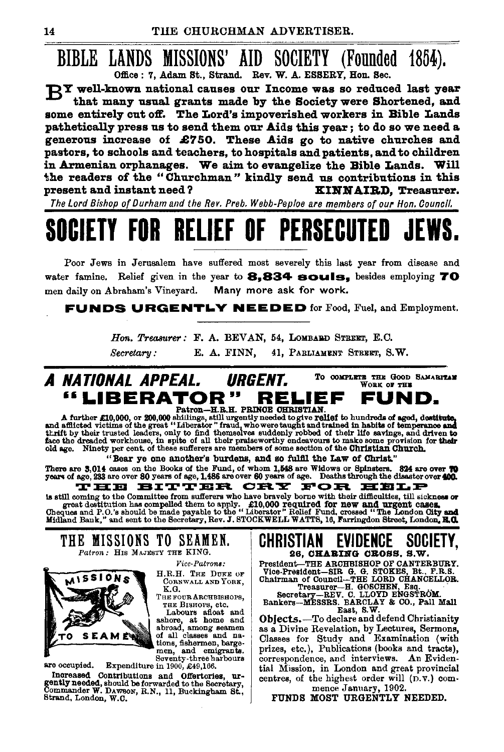# BIBLE LANDS MISSIONS' AID SOCIETY (Founded 1854).

Office: 7, Adam St., Strand. Rev. W. A. ESSERY, Hon. Sec.

**BY well-known national causes our Income was so reduced last year that many usual grants made by the Society were Shortened, and some entirely cut off. The Lord's impoverished workers in Bible Lands pathetically press us to send them our Aids this year; to do so we need a generous increase of £750. These Aids go to native churches and pastors, to schools and teachers, to hospitals and patients, and to children in Armenian orphanages. We aim to evangelize the Bible Lands. Will the readers of the "Churchman" kindly send us contributions in this present and instant need? KINNAIRD, Treasurer.**

*The Lord Bishop of Durham and the Rev. Preb. Webb-Peploe are members of our Hon. Council.*

# SOCIETY FOR RELIEF OF PERSECUTED JEWS.

Poor Jews in Jerusalem have suffered most severely this last year from disease and water famine. Relief given in the year to **8,834 souls,** besides employing **70** men daily on Abraham's Vineyard. Many more ask for work.

**FUNDS URGENTLY NEEDED** for Food, Fuel, and Employment.

*Hon. Treasurer:* F. A. BEVAN, 54, LOMBARD STREET, E.C.
*Secretary:* E. A. FINN, 41, PARLIAMENT STREET, S.W.

## *A NATIONAL APPEAL. URGENT.* To complete the Good Samaritan Work of the "LIBERATOR" RELIEF FUND.

Patron—H.R.H. PRINCE CHRISTIAN.

A further £10,000, or 200,000 shillings, still urgently needed to give **relief** to hundreds of aged, **destitute,** and afflicted victims of the great "Liberator" fraud, who were taught and trained in **habits of temperance and** thrift by their trusted leaders, only to find themselves suddenly robbed of their life savings, and driven to face the dreaded workhouse, in spite of all their praiseworthy endeavours to make some provision for **their** old age. Ninety per cent. of these sufferers are members of some section of the **Christian Church.**

**"Bear ye one another's burdens, and so fulfil the Law of Christ."**

There are **3,014** cases on the Books of the Fund, of whom **1,548** are Widows or Spinsters. **824** are over **70** years of age, **233** are over **80** years of age, **1,486** are over **60** years of age. Deaths through the disaster over **400.**

**THE BITTER CRY FOR HELP**

is still coming to the Committee from sufferers who have bravely borne with their difficulties, till sickness or great destitution has compelled them to apply. **£10,000 required for new and urgent cases.** Cheques and P.O.'s should be made payable to the "Liberator" Relief Fund, crossed "The London City and Midland Bank," and sent to the Secretary, Rev. J. STOCKWELL WATTS, 16, Farringdon Street, London, **E.C.**

## THE MISSIONS TO SEAMEN.

*Patron:* HIS MAJESTY THE KING.

*Vice-Patrons:*
H.R.H. THE DUKE OF CORNWALL AND YORK, K.G.
THE FOUR ARCHBISHOPS, THE BISHOPS, etc.

MISSIONS TO SEAMEN

Labours afloat and ashore, at home and abroad, among seamen of all classes and nations, fishermen, bargemen, and emigrants. Seventy-three harbours are occupied. Expenditure in 1900, £49,166.

**Increased Contributions and Offertories, urgently needed,** should be forwarded to the Secretary, Commander W. DAWSON, R.N., 11, Buckingham St., Strand, London, W.C.

## CHRISTIAN EVIDENCE SOCIETY,

**26, CHARING CROSS, S.W.**

President—THE ARCHBISHOP OF CANTERBURY.
Vice-President—SIR G. G. STOKES, Bt., F.R.S.
Chairman of Council—THE LORD CHANCELLOR.
Treasurer—H. GOSCHEN, Esq.
Secretary—REV. C. LLOYD ENGSTRÖM.
Bankers—MESSRS. BARCLAY & CO., Pall Mall East, S.W.

**Objects.**—To declare and defend Christianity as a Divine Revelation, by Lectures, Sermons, Classes for Study and Examination (with prizes, etc.), Publications (books and tracts), correspondence, and interviews. An Evidential Mission, in London and great provincial centres, of the highest order will (D.V.) commence January, 1902.

FUNDS MOST URGENTLY NEEDED.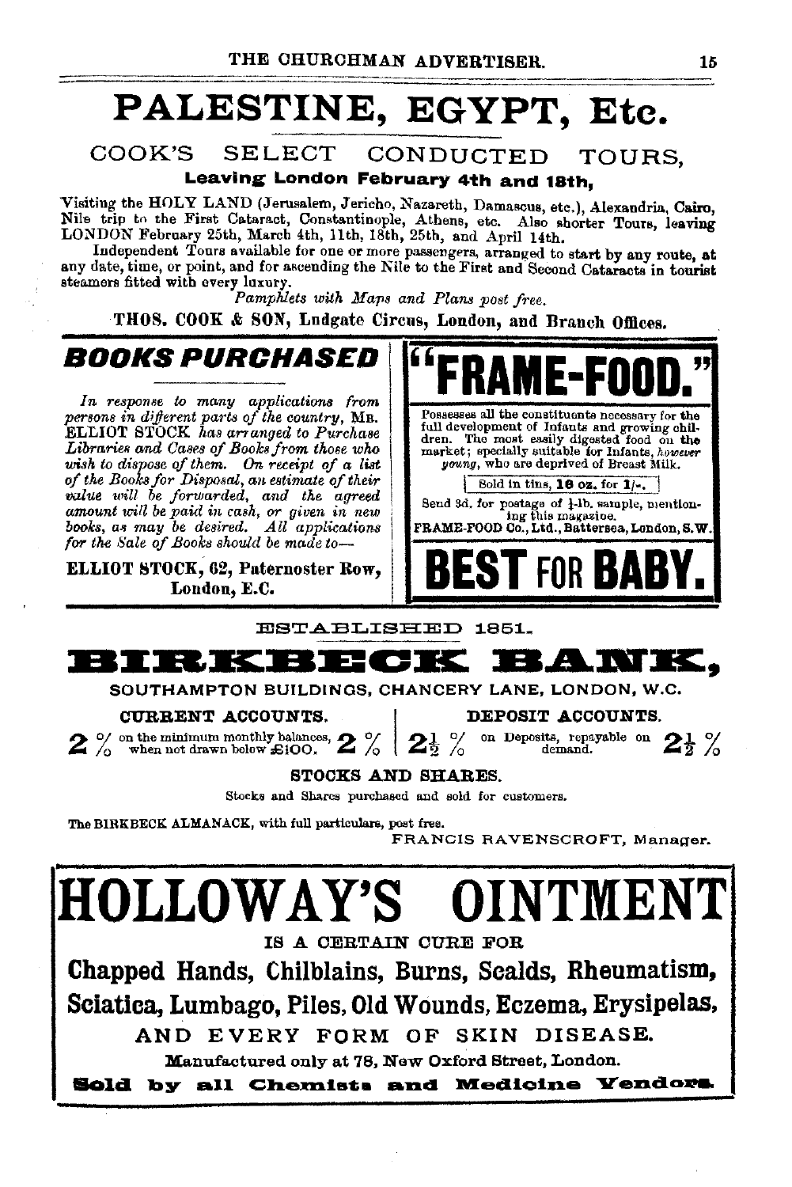# PALESTINE, EGYPT, Etc.

## COOK'S SELECT CONDUCTED TOURS,

**Leaving London February 4th and 18th,**

Visiting the HOLY LAND (Jerusalem, Jericho, Nazareth, Damascus, etc.), Alexandria, Cairo, Nile trip to the First Cataract, Constantinople, Athens, etc. Also shorter Tours, leaving LONDON February 25th, March 4th, 11th, 18th, 25th, and April 14th.

Independent Tours available for one or more passengers, arranged to start by any route, at any date, time, or point, and for ascending the Nile to the First and Second Cataracts in tourist steamers fitted with every luxury.

*Pamphlets with Maps and Plans post free.*

**THOS. COOK & SON, Ludgate Circus, London, and Branch Offices.**

---

## *BOOKS PURCHASED*

*In response to many applications from persons in different parts of the country,* MR. ELLIOT STOCK *has arranged to Purchase Libraries and Cases of Books from those who wish to dispose of them. On receipt of a list of the Books for Disposal, an estimate of their value will be forwarded, and the agreed amount will be paid in cash, or given in new books, as may be desired. All applications for the Sale of Books should be made to—*

**ELLIOT STOCK, 62, Paternoster Row, London, E.C.**

---

## "FRAME-FOOD."

Possesses all the constituents necessary for the full development of Infants and growing children. The most easily digested food on the market; specially suitable for Infants, *however young*, who are deprived of Breast Milk.

Sold in tins, **16 oz. for 1/-.**

Send 3d. for postage of ½-lb. sample, mentioning this magazine.
FRAME-FOOD Co., Ltd., Battersea, London, S.W.

## BEST FOR BABY.

---

ESTABLISHED 1851.

# BIRKBECK BANK,

SOUTHAMPTON BUILDINGS, CHANCERY LANE, LONDON, W.C.

| CURRENT ACCOUNTS. | DEPOSIT ACCOUNTS. |
|---|---|
| 2 % on the minimum monthly balances, when not drawn below £100. 2 % | 2½ % on Deposits, repayable on demand. 2½ % |

**STOCKS AND SHARES.**

Stocks and Shares purchased and sold for customers.

The BIRKBECK ALMANACK, with full particulars, post free.

FRANCIS RAVENSCROFT, Manager.

---

# HOLLOWAY'S OINTMENT

IS A CERTAIN CURE FOR

**Chapped Hands, Chilblains, Burns, Scalds, Rheumatism, Sciatica, Lumbago, Piles, Old Wounds, Eczema, Erysipelas,**

AND EVERY FORM OF SKIN DISEASE.

Manufactured only at 78, New Oxford Street, London.

**Sold by all Chemists and Medicine Vendors.**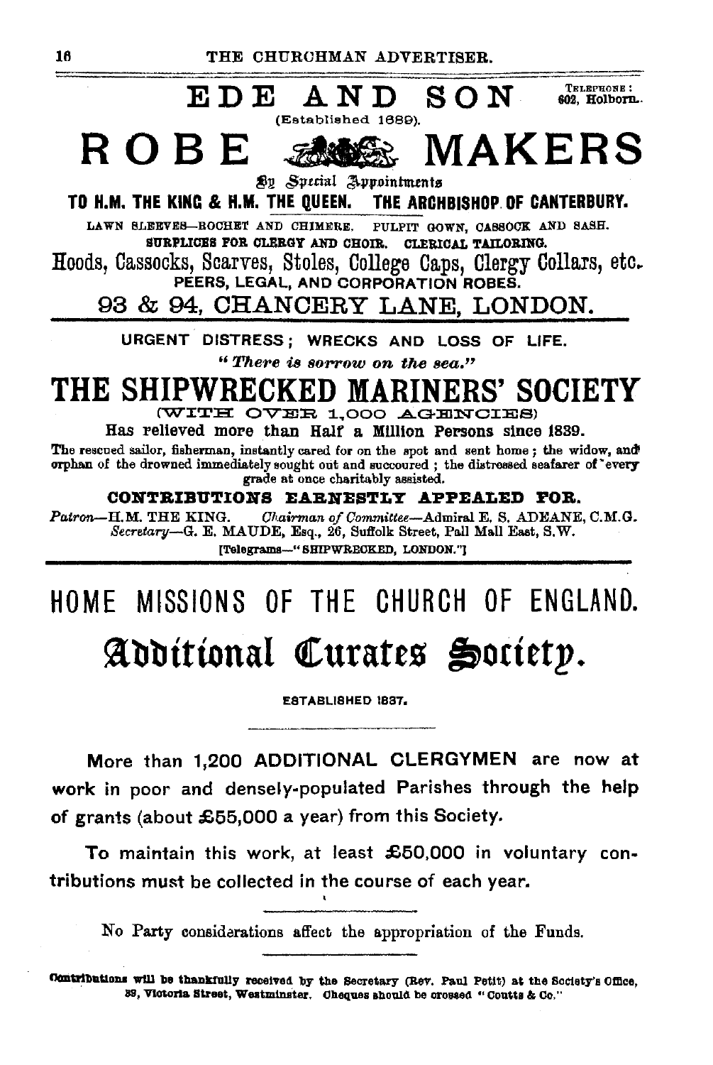# EDE AND SON

TELEPHONE: 602, Holborn.

(Established 1689).

# ROBE MAKERS

By Special Appointments

**TO H.M. THE KING & H.M. THE QUEEN. THE ARCHBISHOP OF CANTERBURY.**

LAWN SLEEVES—ROCHET AND CHIMERE. PULPIT GOWN, CASSOCK AND SASH.
SURPLICES FOR CLERGY AND CHOIR. CLERICAL TAILORING.

## Hoods, Cassocks, Scarves, Stoles, College Caps, Clergy Collars, etc.

PEERS, LEGAL, AND CORPORATION ROBES.

## 93 & 94, CHANCERY LANE, LONDON.

---

URGENT DISTRESS; WRECKS AND LOSS OF LIFE.

*"There is sorrow on the sea."*

# THE SHIPWRECKED MARINERS' SOCIETY

(WITH OVER 1,000 AGENCIES)

**Has relieved more than Half a Million Persons since 1839.**

The rescued sailor, fisherman, instantly cared for on the spot and sent home; the widow, and orphan of the drowned immediately sought out and succoured; the distressed seafarer of every grade at once charitably assisted.

**CONTRIBUTIONS EARNESTLY APPEALED FOR.**

*Patron*—H.M. THE KING. *Chairman of Committee*—Admiral E. S. ADEANE, C.M.G.
*Secretary*—G. E. MAUDE, Esq., 26, Suffolk Street, Pall Mall East, S.W.

[Telegrams—"SHIPWRECKED, LONDON."]

---

# HOME MISSIONS OF THE CHURCH OF ENGLAND.

# Additional Curates Society.

ESTABLISHED 1837.

More than 1,200 **ADDITIONAL CLERGYMEN** are now at work in poor and densely-populated Parishes through the help of grants (about £55,000 a year) from this Society.

To maintain this work, at least £50,000 in voluntary contributions must be collected in the course of each year.

No Party considerations affect the appropriation of the Funds.

Contributions will be thankfully received by the Secretary (Rev. Paul Petit) at the Society's Office, 39, Victoria Street, Westminster. Cheques should be crossed "Coutts & Co."